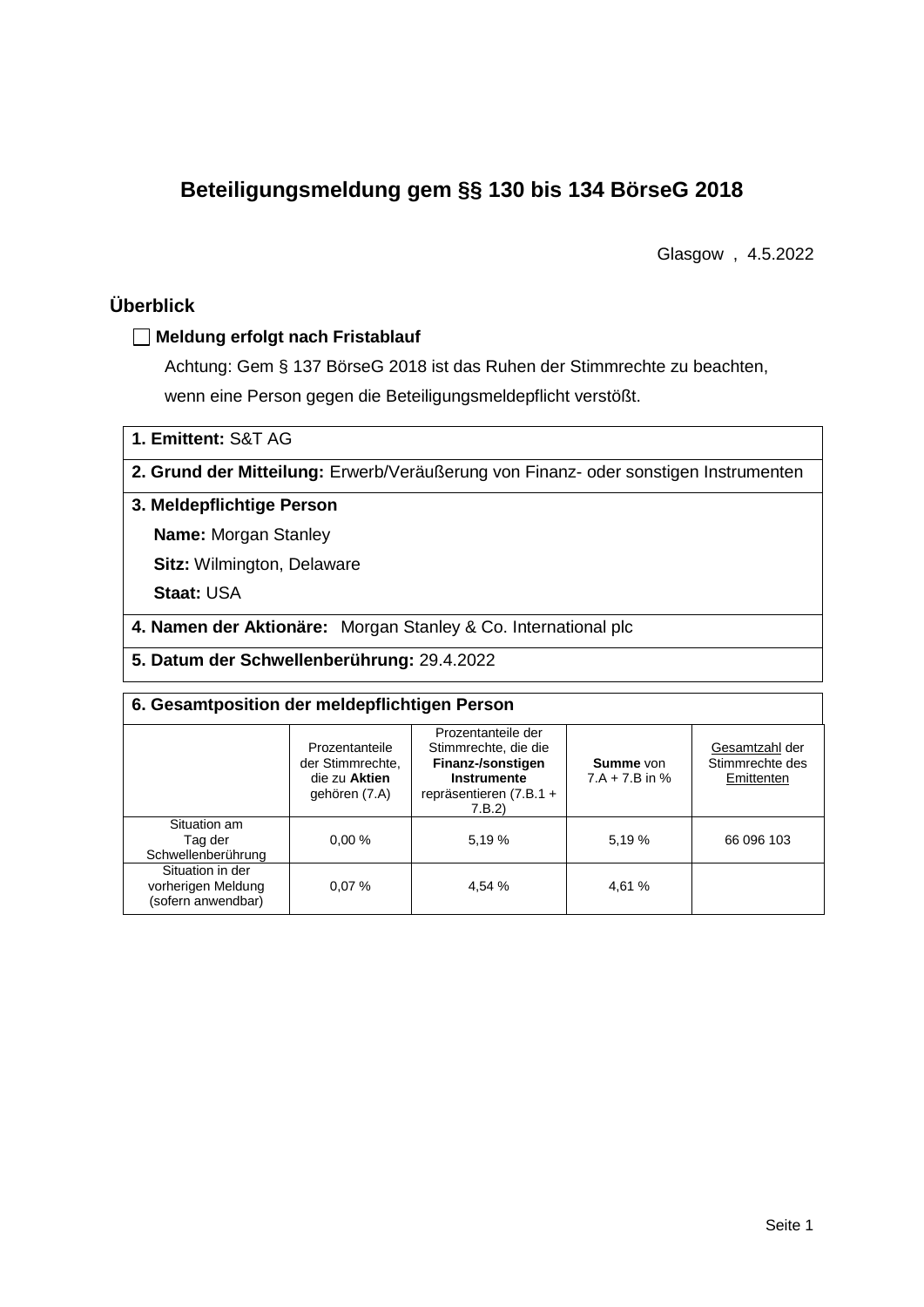# Beteiligungsmeldung gem §§ 130 bis 134 BörseG 2018

Glasgow , 4.5.2022

## Überblick

☐ **Meldung erfolgt nach Fristablauf**

Achtung: Gem § 137 BörseG 2018 ist das Ruhen der Stimmrechte zu beachten, wenn eine Person gegen die Beteiligungsmeldepflicht verstößt.

**1. Emittent:** S&T AG

**2. Grund der Mitteilung:** Erwerb/Veräußerung von Finanz- oder sonstigen Instrumenten

**3. Meldepflichtige Person**

**Name:** Morgan Stanley

**Sitz:** Wilmington, Delaware

**Staat:** USA

**4. Namen der Aktionäre:** Morgan Stanley & Co. International plc

**5. Datum der Schwellenberührung:** 29.4.2022

**6. Gesamtposition der meldepflichtigen Person**

| | Prozentanteile der Stimmrechte, die zu **Aktien** gehören (7.A) | Prozentanteile der Stimmrechte, die die **Finanz-/sonstigen Instrumente** repräsentieren (7.B.1 + 7.B.2) | **Summe** von 7.A + 7.B in % | Gesamtzahl der Stimmrechte des Emittenten |
|---|---|---|---|---|
| Situation am Tag der Schwellenberührung | 0,00 % | 5,19 % | 5,19 % | 66 096 103 |
| Situation in der vorherigen Meldung (sofern anwendbar) | 0,07 % | 4,54 % | 4,61 % | |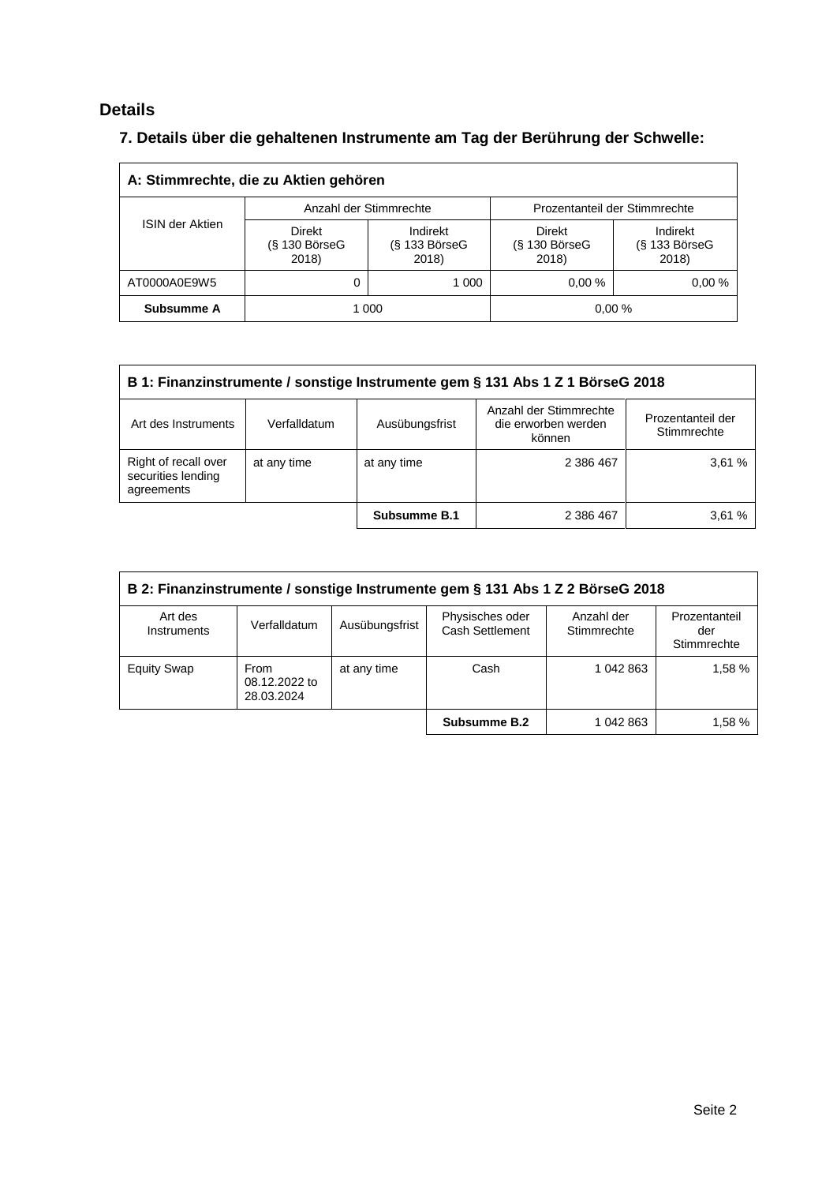## Details

### 7. Details über die gehaltenen Instrumente am Tag der Berührung der Schwelle:

| A: Stimmrechte, die zu Aktien gehören | | | | |
|---|---|---|---|---|
| ISIN der Aktien | Anzahl der Stimmrechte | | Prozentanteil der Stimmrechte | |
| | Direkt (§ 130 BörseG 2018) | Indirekt (§ 133 BörseG 2018) | Direkt (§ 130 BörseG 2018) | Indirekt (§ 133 BörseG 2018) |
| AT0000A0E9W5 | 0 | 1 000 | 0,00 % | 0,00 % |
| **Subsumme A** | 1 000 | | 0,00 % | |

| B 1: Finanzinstrumente / sonstige Instrumente gem § 131 Abs 1 Z 1 BörseG 2018 | | | | |
|---|---|---|---|---|
| Art des Instruments | Verfalldatum | Ausübungsfrist | Anzahl der Stimmrechte die erworben werden können | Prozentanteil der Stimmrechte |
| Right of recall over securities lending agreements | at any time | at any time | 2 386 467 | 3,61 % |
| | | **Subsumme B.1** | 2 386 467 | 3,61 % |

| B 2: Finanzinstrumente / sonstige Instrumente gem § 131 Abs 1 Z 2 BörseG 2018 | | | | | |
|---|---|---|---|---|---|
| Art des Instruments | Verfalldatum | Ausübungsfrist | Physisches oder Cash Settlement | Anzahl der Stimmrechte | Prozentanteil der Stimmrechte |
| Equity Swap | From 08.12.2022 to 28.03.2024 | at any time | Cash | 1 042 863 | 1,58 % |
| | | | **Subsumme B.2** | 1 042 863 | 1,58 % |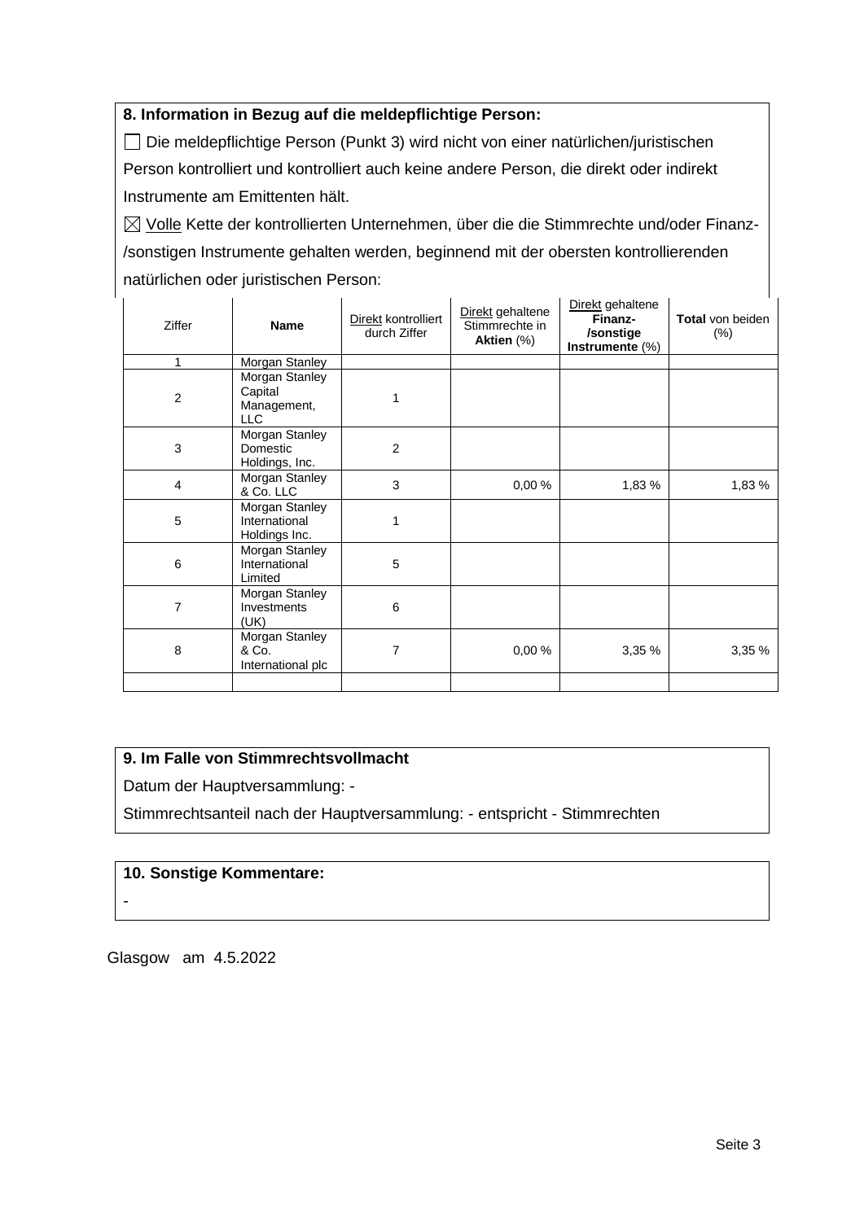### 8. Information in Bezug auf die meldepflichtige Person:

☐ Die meldepflichtige Person (Punkt 3) wird nicht von einer natürlichen/juristischen Person kontrolliert und kontrolliert auch keine andere Person, die direkt oder indirekt Instrumente am Emittenten hält.

☒ Volle Kette der kontrollierten Unternehmen, über die die Stimmrechte und/oder Finanz-/sonstigen Instrumente gehalten werden, beginnend mit der obersten kontrollierenden natürlichen oder juristischen Person:

| Ziffer | Name | Direkt kontrolliert durch Ziffer | Direkt gehaltene Stimmrechte in **Aktien** (%) | Direkt gehaltene **Finanz-/sonstige Instrumente** (%) | **Total** von beiden (%) |
|---|---|---|---|---|---|
| 1 | Morgan Stanley | | | | |
| 2 | Morgan Stanley Capital Management, LLC | 1 | | | |
| 3 | Morgan Stanley Domestic Holdings, Inc. | 2 | | | |
| 4 | Morgan Stanley & Co. LLC | 3 | 0,00 % | 1,83 % | 1,83 % |
| 5 | Morgan Stanley International Holdings Inc. | 1 | | | |
| 6 | Morgan Stanley International Limited | 5 | | | |
| 7 | Morgan Stanley Investments (UK) | 6 | | | |
| 8 | Morgan Stanley & Co. International plc | 7 | 0,00 % | 3,35 % | 3,35 % |
| | | | | | |

### 9. Im Falle von Stimmrechtsvollmacht

Datum der Hauptversammlung: -

Stimmrechtsanteil nach der Hauptversammlung: - entspricht - Stimmrechten

### 10. Sonstige Kommentare:

-

Glasgow am 4.5.2022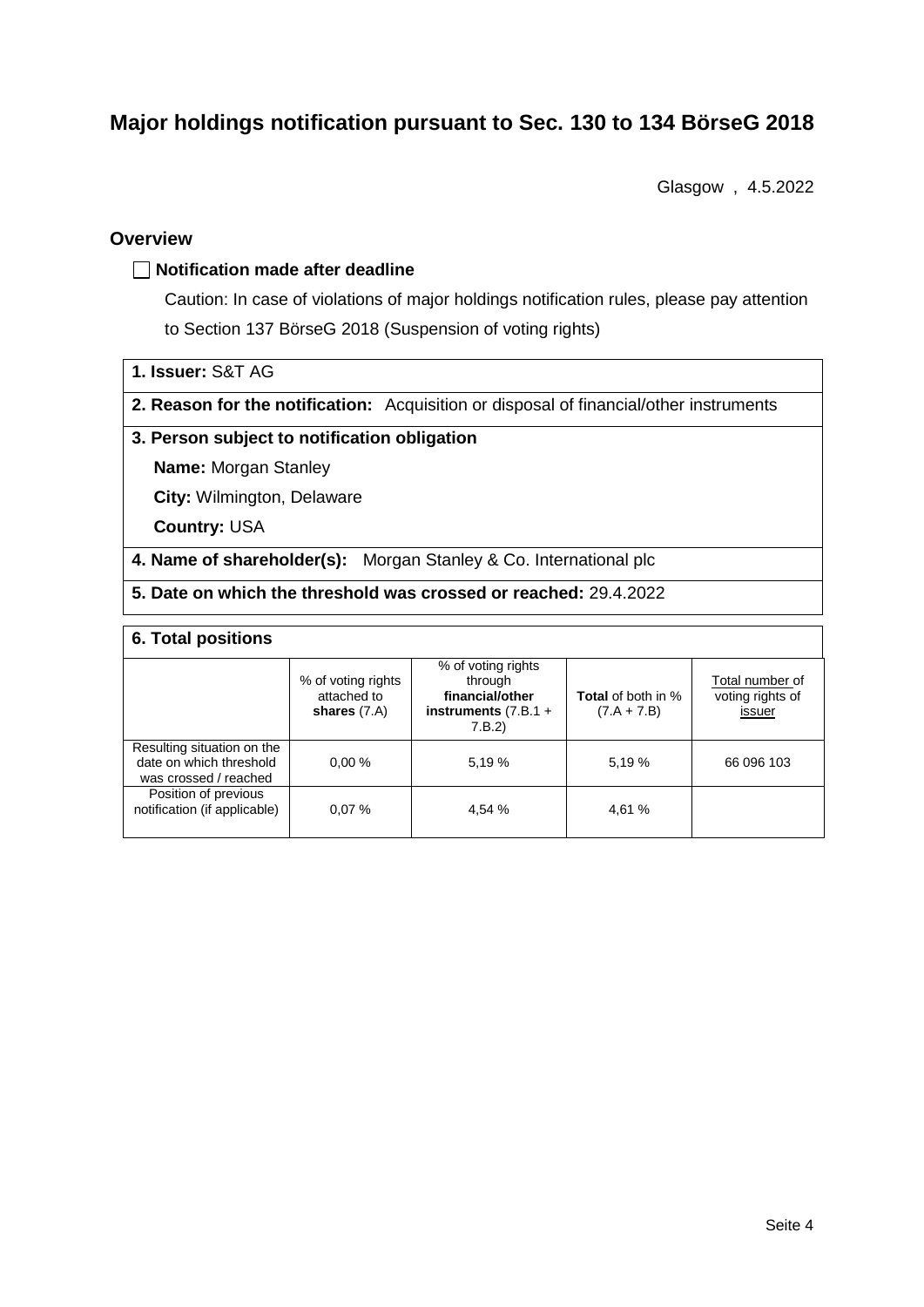# Major holdings notification pursuant to Sec. 130 to 134 BörseG 2018

Glasgow , 4.5.2022

## Overview

☐ **Notification made after deadline**

Caution: In case of violations of major holdings notification rules, please pay attention to Section 137 BörseG 2018 (Suspension of voting rights)

**1. Issuer:** S&T AG

**2. Reason for the notification:** Acquisition or disposal of financial/other instruments

**3. Person subject to notification obligation**

**Name:** Morgan Stanley

**City:** Wilmington, Delaware

**Country:** USA

**4. Name of shareholder(s):** Morgan Stanley & Co. International plc

**5. Date on which the threshold was crossed or reached:** 29.4.2022

**6. Total positions**

| | % of voting rights attached to **shares** (7.A) | % of voting rights through **financial/other instruments** (7.B.1 + 7.B.2) | **Total** of both in % (7.A + 7.B) | Total number of voting rights of issuer |
|---|---|---|---|---|
| Resulting situation on the date on which threshold was crossed / reached | 0,00 % | 5,19 % | 5,19 % | 66 096 103 |
| Position of previous notification (if applicable) | 0,07 % | 4,54 % | 4,61 % | |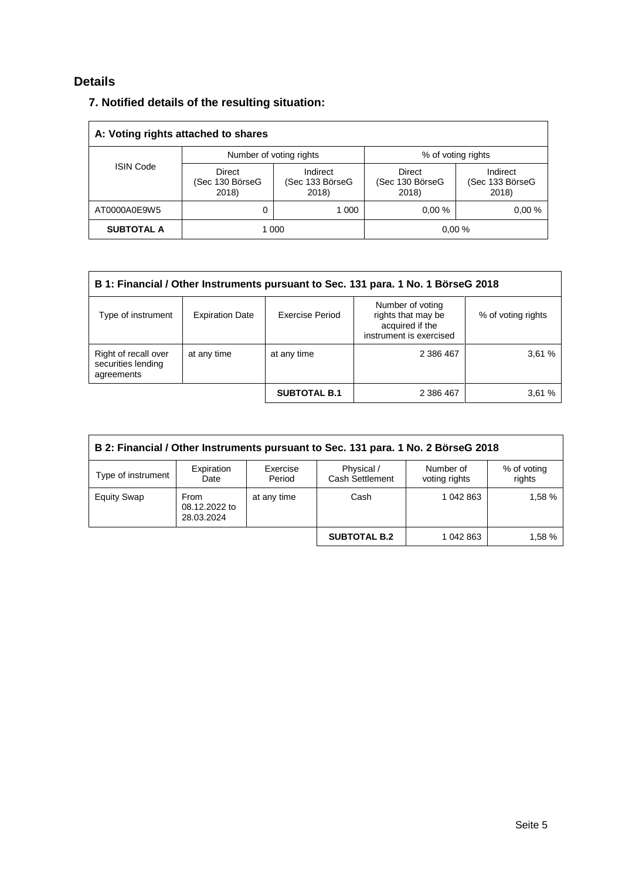## Details

### 7. Notified details of the resulting situation:

| A: Voting rights attached to shares | | | | |
|---|---|---|---|---|
| ISIN Code | Number of voting rights | | % of voting rights | |
| | Direct (Sec 130 BörseG 2018) | Indirect (Sec 133 BörseG 2018) | Direct (Sec 130 BörseG 2018) | Indirect (Sec 133 BörseG 2018) |
| AT0000A0E9W5 | 0 | 1 000 | 0,00 % | 0,00 % |
| **SUBTOTAL A** | 1 000 | | 0,00 % | |

| B 1: Financial / Other Instruments pursuant to Sec. 131 para. 1 No. 1 BörseG 2018 | | | | |
|---|---|---|---|---|
| Type of instrument | Expiration Date | Exercise Period | Number of voting rights that may be acquired if the instrument is exercised | % of voting rights |
| Right of recall over securities lending agreements | at any time | at any time | 2 386 467 | 3,61 % |
| | | **SUBTOTAL B.1** | 2 386 467 | 3,61 % |

| B 2: Financial / Other Instruments pursuant to Sec. 131 para. 1 No. 2 BörseG 2018 | | | | | |
|---|---|---|---|---|---|
| Type of instrument | Expiration Date | Exercise Period | Physical / Cash Settlement | Number of voting rights | % of voting rights |
| Equity Swap | From 08.12.2022 to 28.03.2024 | at any time | Cash | 1 042 863 | 1,58 % |
| | | | **SUBTOTAL B.2** | 1 042 863 | 1,58 % |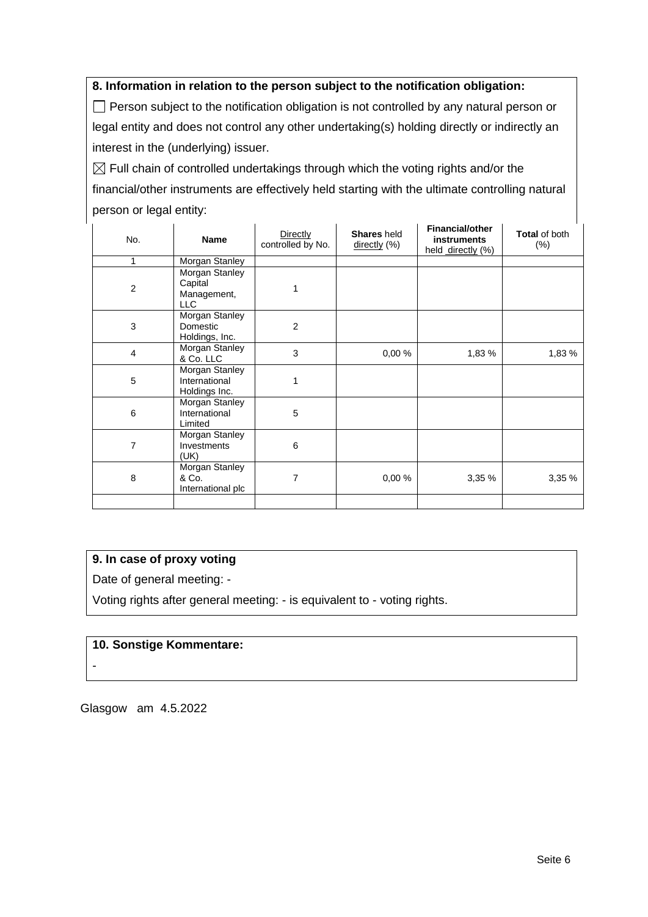**8. Information in relation to the person subject to the notification obligation:**

☐ Person subject to the notification obligation is not controlled by any natural person or legal entity and does not control any other undertaking(s) holding directly or indirectly an interest in the (underlying) issuer.

☒ Full chain of controlled undertakings through which the voting rights and/or the financial/other instruments are effectively held starting with the ultimate controlling natural person or legal entity:

| No. | Name | Directly controlled by No. | Shares held directly (%) | Financial/other instruments held directly (%) | Total of both (%) |
|---|---|---|---|---|---|
| 1 | Morgan Stanley | | | | |
| 2 | Morgan Stanley Capital Management, LLC | 1 | | | |
| 3 | Morgan Stanley Domestic Holdings, Inc. | 2 | | | |
| 4 | Morgan Stanley & Co. LLC | 3 | 0,00 % | 1,83 % | 1,83 % |
| 5 | Morgan Stanley International Holdings Inc. | 1 | | | |
| 6 | Morgan Stanley International Limited | 5 | | | |
| 7 | Morgan Stanley Investments (UK) | 6 | | | |
| 8 | Morgan Stanley & Co. International plc | 7 | 0,00 % | 3,35 % | 3,35 % |
| | | | | | |

**9. In case of proxy voting**

Date of general meeting: -

Voting rights after general meeting: - is equivalent to - voting rights.

**10. Sonstige Kommentare:**

-

Glasgow am 4.5.2022